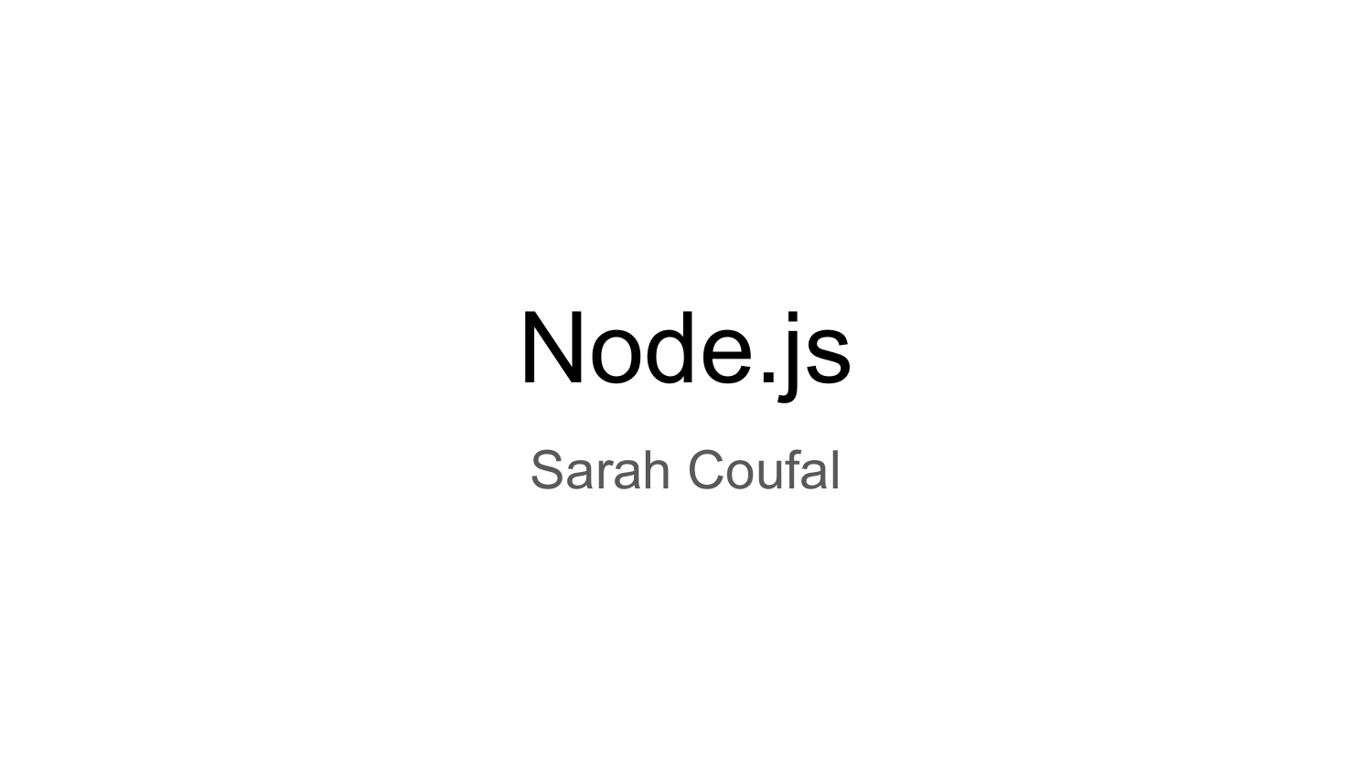# Node.js

Sarah Coufal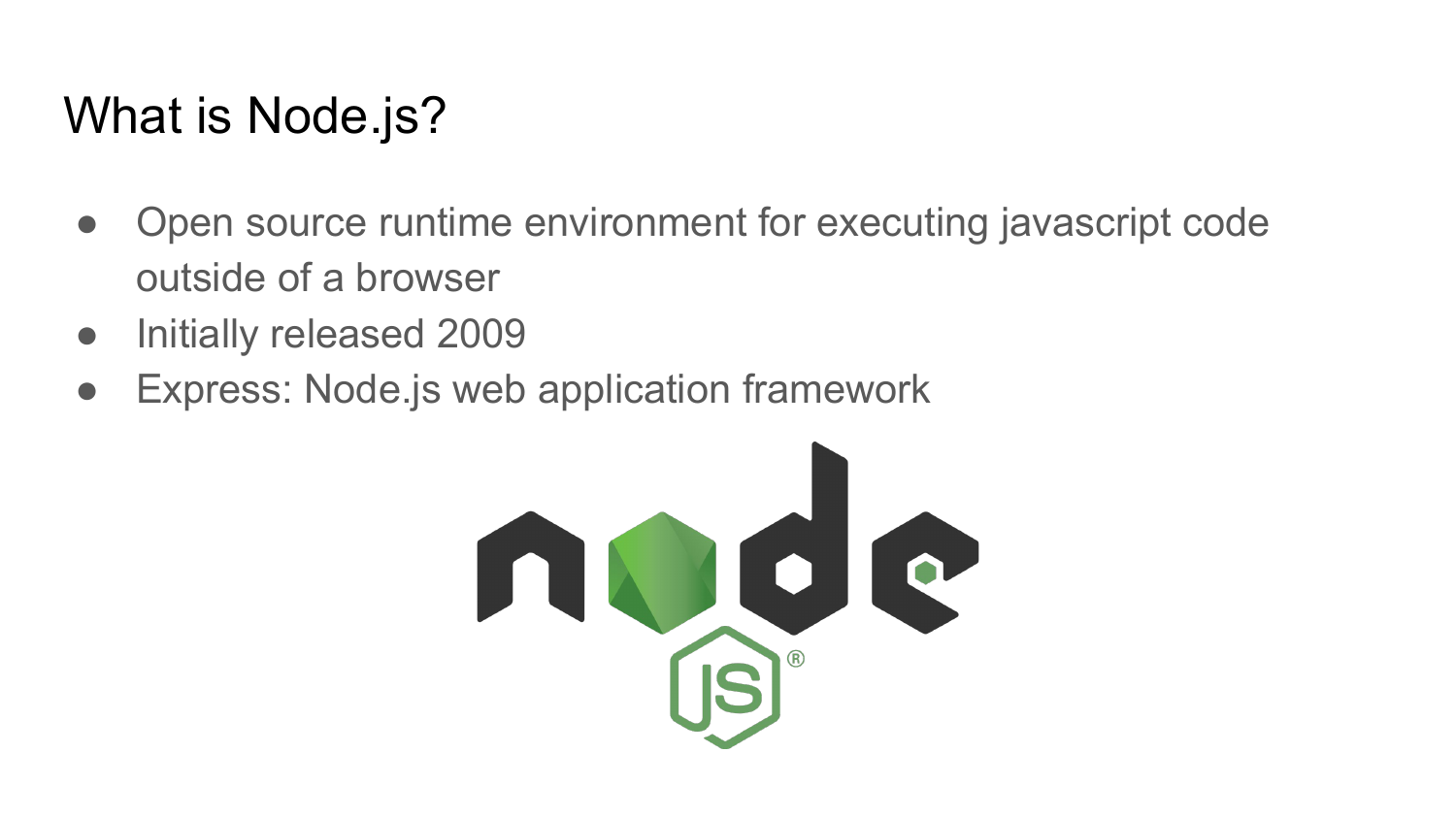# What is Node.js?

- Open source runtime environment for executing javascript code outside of a browser
- Initially released 2009
- Express: Node.js web application framework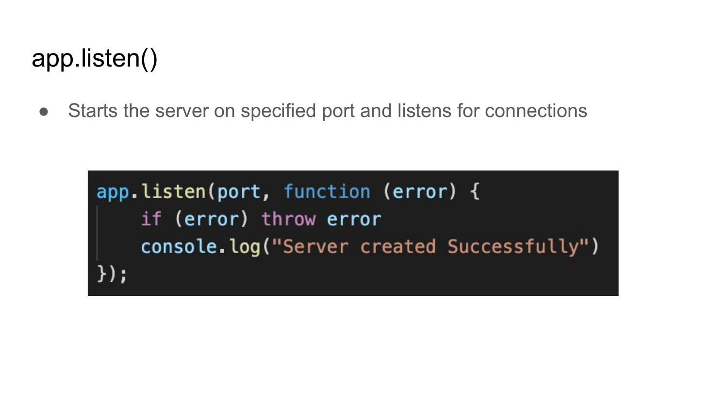# app.listen()

- Starts the server on specified port and listens for connections

```
app.listen(port, function (error) {
    if (error) throw error
    console.log("Server created Successfully")
});
```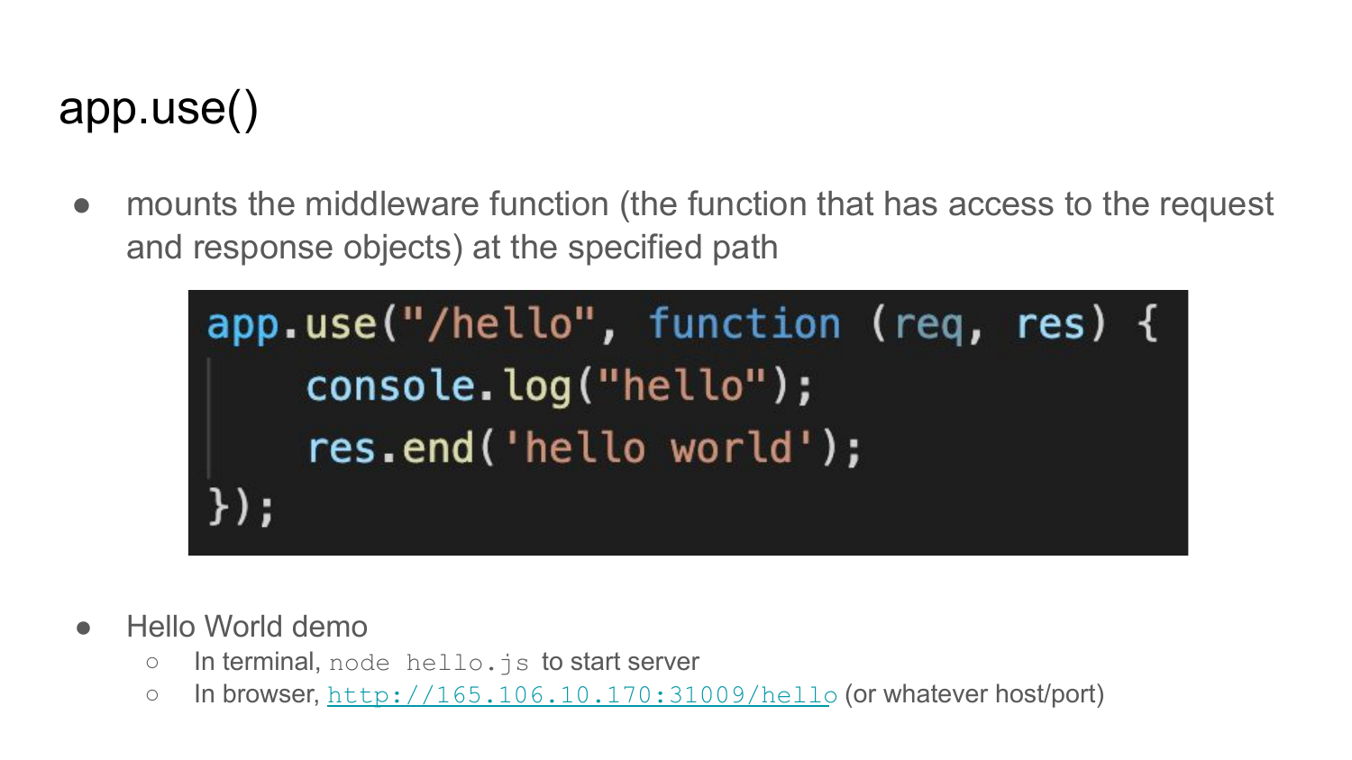# app.use()

- mounts the middleware function (the function that has access to the request and response objects) at the specified path

```
app.use("/hello", function (req, res) {
    console.log("hello");
    res.end('hello world');
});
```

- Hello World demo
  - In terminal, `node hello.js` to start server
  - In browser, http://165.106.10.170:31009/hello (or whatever host/port)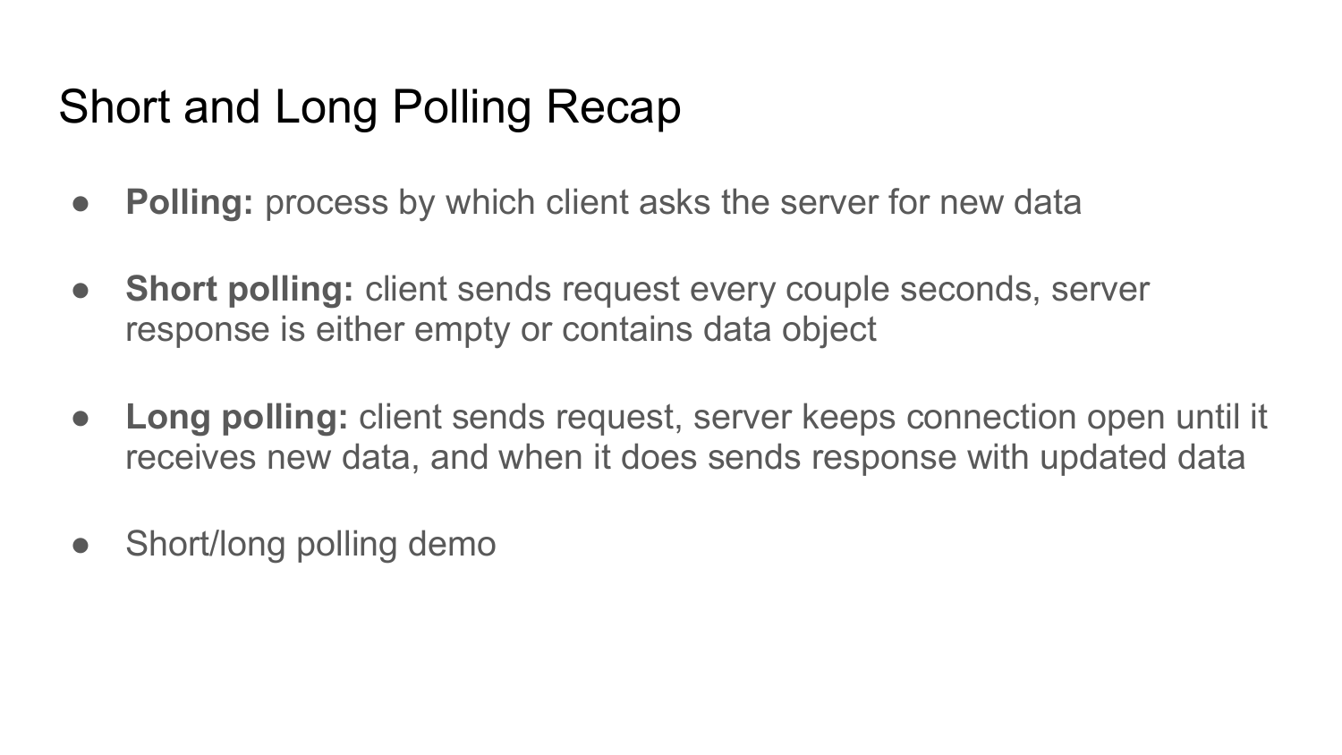# Short and Long Polling Recap

- **Polling:** process by which client asks the server for new data
- **Short polling:** client sends request every couple seconds, server response is either empty or contains data object
- **Long polling:** client sends request, server keeps connection open until it receives new data, and when it does sends response with updated data
- Short/long polling demo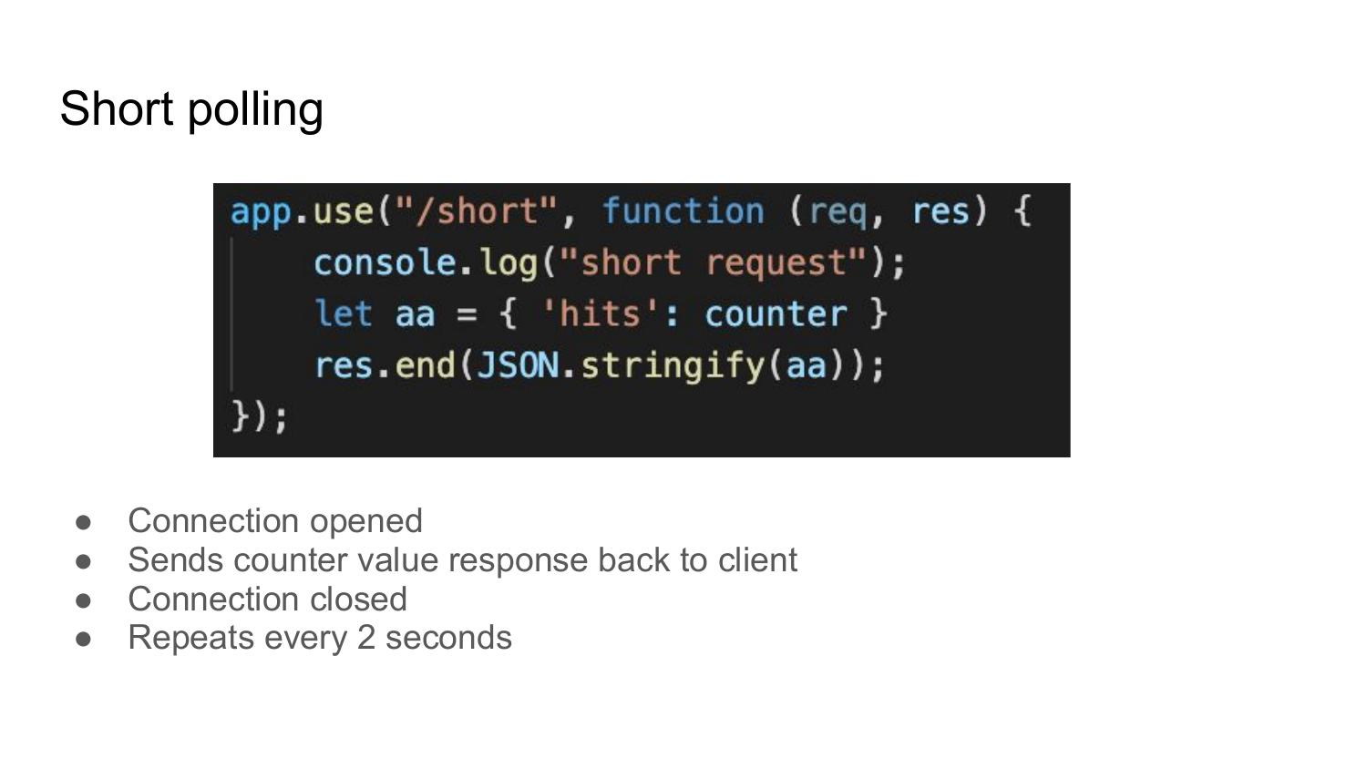# Short polling

```
app.use("/short", function (req, res) {
    console.log("short request");
    let aa = { 'hits': counter }
    res.end(JSON.stringify(aa));
});
```

- Connection opened
- Sends counter value response back to client
- Connection closed
- Repeats every 2 seconds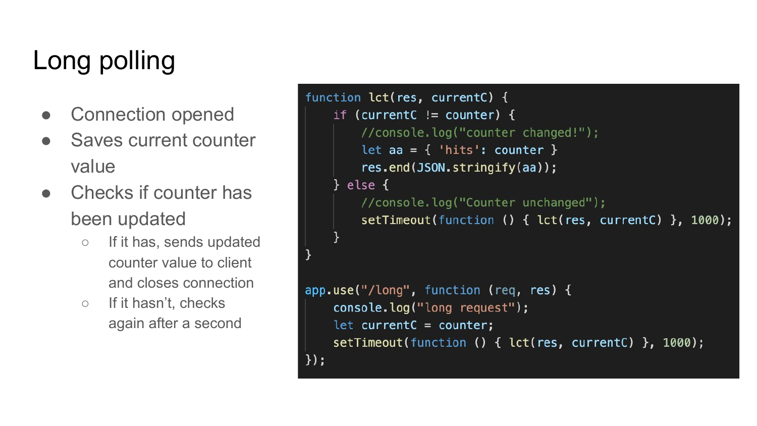# Long polling

- Connection opened
- Saves current counter value
- Checks if counter has been updated
  - If it has, sends updated counter value to client and closes connection
  - If it hasn't, checks again after a second

```
function lct(res, currentC) {
    if (currentC != counter) {
        //console.log("counter changed!");
        let aa = { 'hits': counter }
        res.end(JSON.stringify(aa));
    } else {
        //console.log("Counter unchanged");
        setTimeout(function () { lct(res, currentC) }, 1000);
    }
}

app.use("/long", function (req, res) {
    console.log("long request");
    let currentC = counter;
    setTimeout(function () { lct(res, currentC) }, 1000);
});
```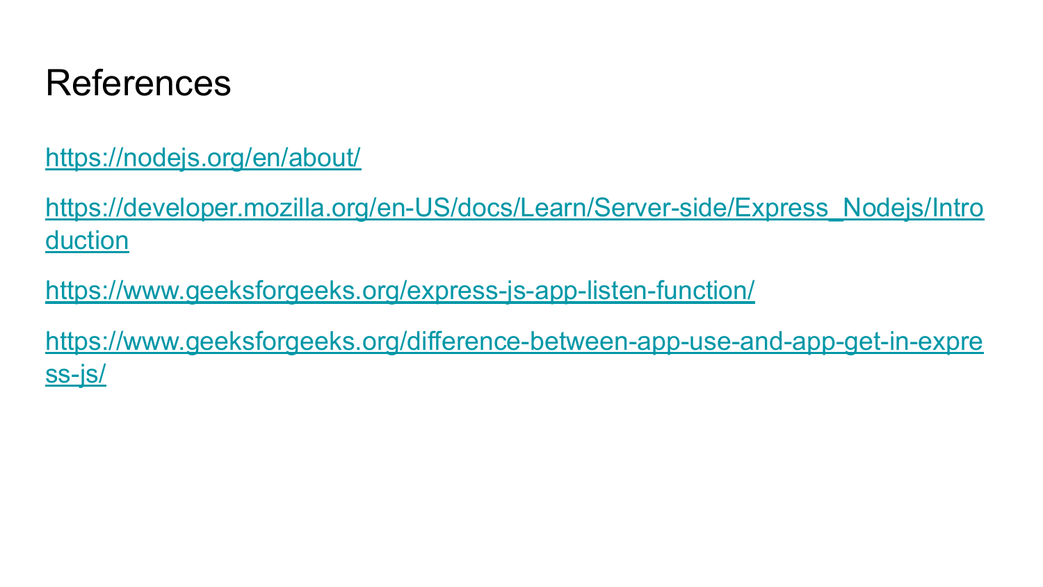# References

https://nodejs.org/en/about/

https://developer.mozilla.org/en-US/docs/Learn/Server-side/Express_Nodejs/Introduction

https://www.geeksforgeeks.org/express-js-app-listen-function/

https://www.geeksforgeeks.org/difference-between-app-use-and-app-get-in-express-js/